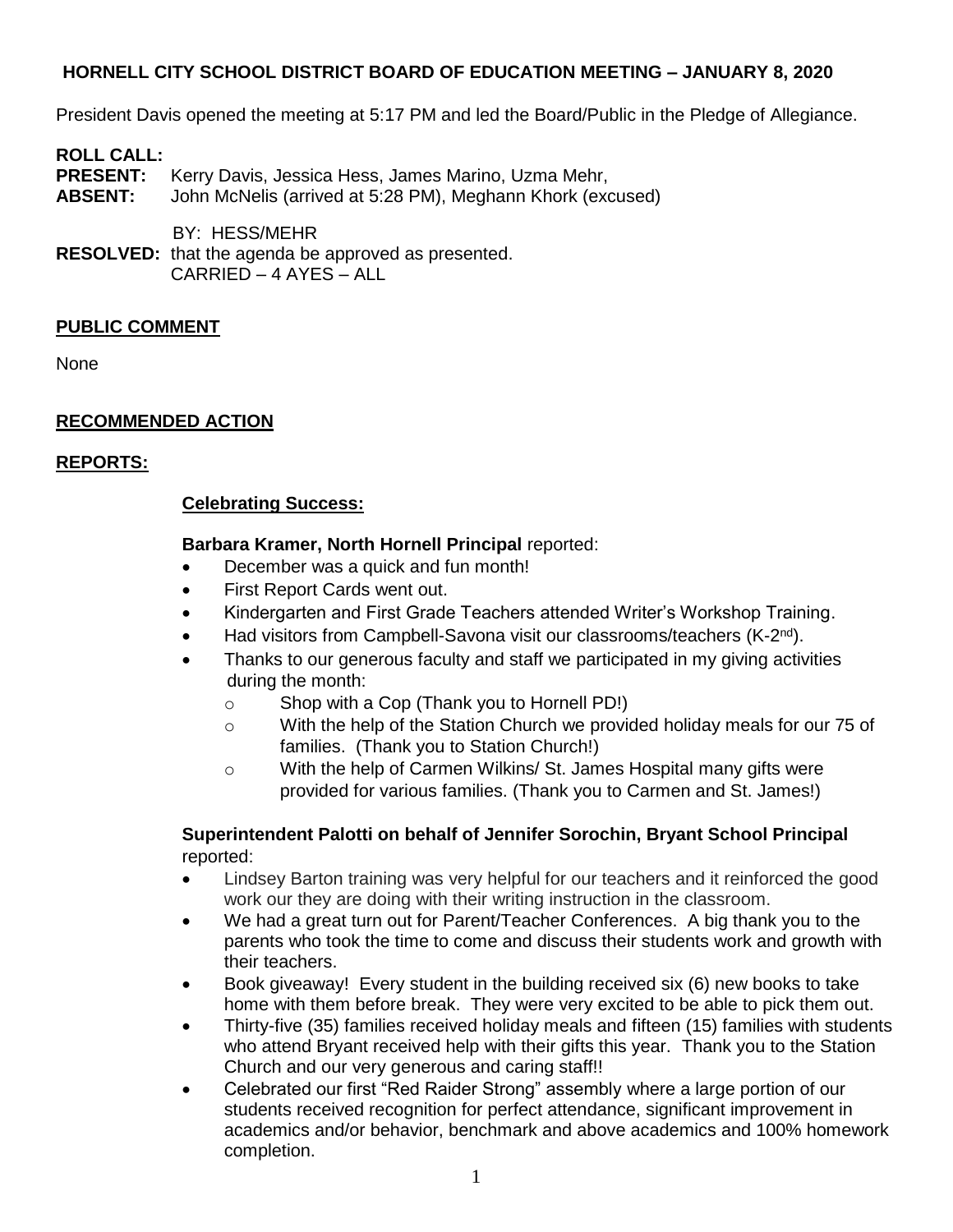**HORNELL CITY SCHOOL DISTRICT BOARD OF EDUCATION MEETING – JANUARY 8, 2020**

President Davis opened the meeting at 5:17 PM and led the Board/Public in the Pledge of Allegiance.

**ROLL CALL:**
**PRESENT:** Kerry Davis, Jessica Hess, James Marino, Uzma Mehr,
**ABSENT:** John McNelis (arrived at 5:28 PM), Meghann Khork (excused)

BY: HESS/MEHR
**RESOLVED:** that the agenda be approved as presented.
CARRIED – 4 AYES – ALL

**PUBLIC COMMENT**

None

**RECOMMENDED ACTION**

**REPORTS:**

**Celebrating Success:**

**Barbara Kramer, North Hornell Principal** reported:

- December was a quick and fun month!
- First Report Cards went out.
- Kindergarten and First Grade Teachers attended Writer's Workshop Training.
- Had visitors from Campbell-Savona visit our classrooms/teachers (K-2nd).
- Thanks to our generous faculty and staff we participated in my giving activities during the month:
  - Shop with a Cop (Thank you to Hornell PD!)
  - With the help of the Station Church we provided holiday meals for our 75 of families. (Thank you to Station Church!)
  - With the help of Carmen Wilkins/ St. James Hospital many gifts were provided for various families. (Thank you to Carmen and St. James!)

**Superintendent Palotti on behalf of Jennifer Sorochin, Bryant School Principal** reported:

- Lindsey Barton training was very helpful for our teachers and it reinforced the good work our they are doing with their writing instruction in the classroom.
- We had a great turn out for Parent/Teacher Conferences. A big thank you to the parents who took the time to come and discuss their students work and growth with their teachers.
- Book giveaway! Every student in the building received six (6) new books to take home with them before break. They were very excited to be able to pick them out.
- Thirty-five (35) families received holiday meals and fifteen (15) families with students who attend Bryant received help with their gifts this year. Thank you to the Station Church and our very generous and caring staff!!
- Celebrated our first "Red Raider Strong" assembly where a large portion of our students received recognition for perfect attendance, significant improvement in academics and/or behavior, benchmark and above academics and 100% homework completion.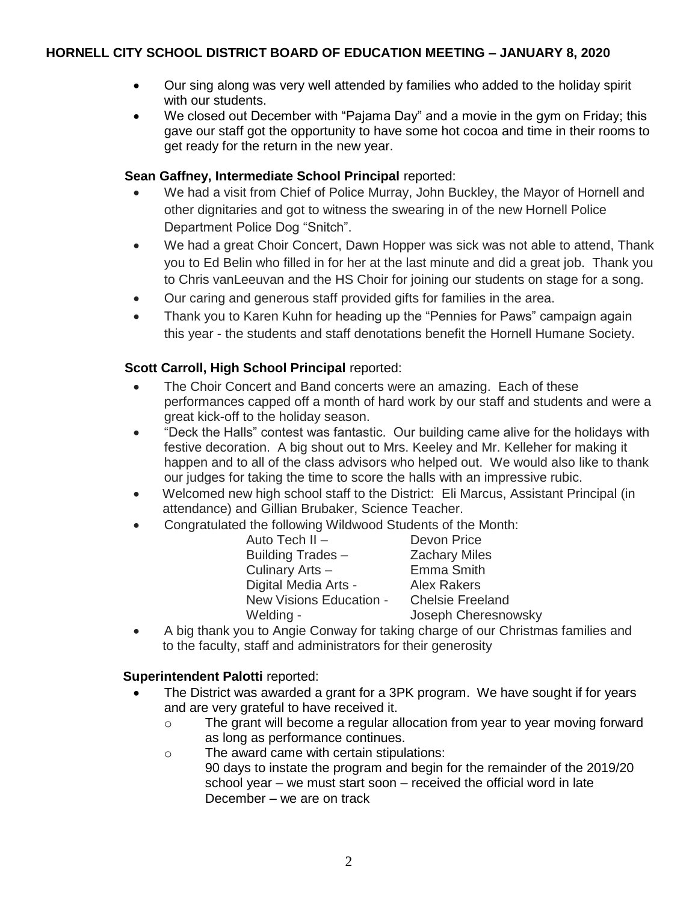- Our sing along was very well attended by families who added to the holiday spirit with our students.
- We closed out December with "Pajama Day" and a movie in the gym on Friday; this gave our staff got the opportunity to have some hot cocoa and time in their rooms to get ready for the return in the new year.

**Sean Gaffney, Intermediate School Principal** reported:

- We had a visit from Chief of Police Murray, John Buckley, the Mayor of Hornell and other dignitaries and got to witness the swearing in of the new Hornell Police Department Police Dog "Snitch".
- We had a great Choir Concert, Dawn Hopper was sick was not able to attend, Thank you to Ed Belin who filled in for her at the last minute and did a great job. Thank you to Chris vanLeeuvan and the HS Choir for joining our students on stage for a song.
- Our caring and generous staff provided gifts for families in the area.
- Thank you to Karen Kuhn for heading up the "Pennies for Paws" campaign again this year - the students and staff denotations benefit the Hornell Humane Society.

**Scott Carroll, High School Principal** reported:

- The Choir Concert and Band concerts were an amazing. Each of these performances capped off a month of hard work by our staff and students and were a great kick-off to the holiday season.
- "Deck the Halls" contest was fantastic. Our building came alive for the holidays with festive decoration. A big shout out to Mrs. Keeley and Mr. Kelleher for making it happen and to all of the class advisors who helped out. We would also like to thank our judges for taking the time to score the halls with an impressive rubic.
- Welcomed new high school staff to the District: Eli Marcus, Assistant Principal (in attendance) and Gillian Brubaker, Science Teacher.
- Congratulated the following Wildwood Students of the Month:

| | |
|---|---|
| Auto Tech II – | Devon Price |
| Building Trades – | Zachary Miles |
| Culinary Arts – | Emma Smith |
| Digital Media Arts - | Alex Rakers |
| New Visions Education - | Chelsie Freeland |
| Welding - | Joseph Cheresnowsky |

- A big thank you to Angie Conway for taking charge of our Christmas families and to the faculty, staff and administrators for their generosity

**Superintendent Palotti** reported:

- The District was awarded a grant for a 3PK program. We have sought if for years and are very grateful to have received it.
  - The grant will become a regular allocation from year to year moving forward as long as performance continues.
  - The award came with certain stipulations:
    90 days to instate the program and begin for the remainder of the 2019/20 school year – we must start soon – received the official word in late December – we are on track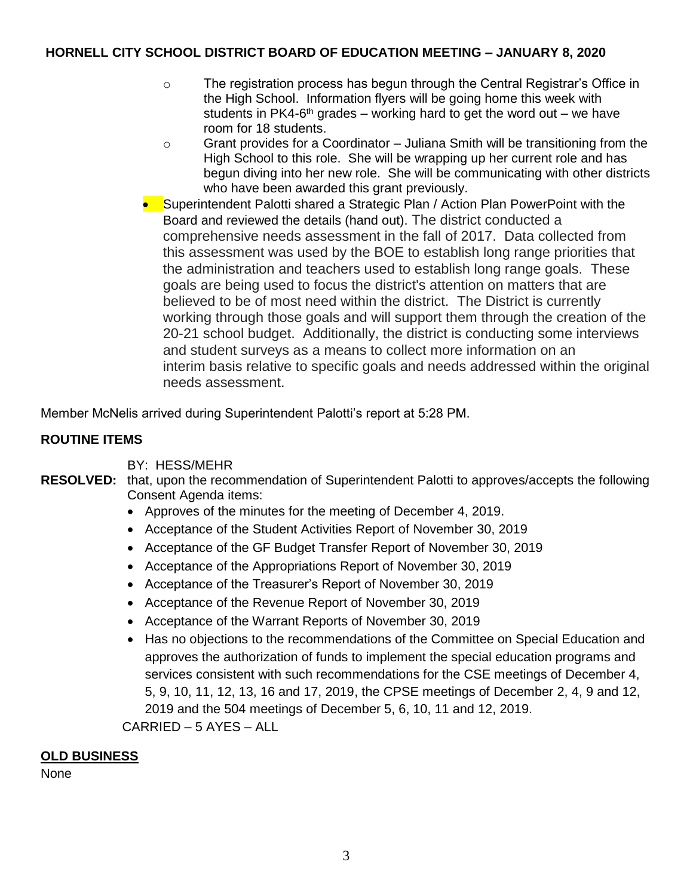- The registration process has begun through the Central Registrar's Office in the High School. Information flyers will be going home this week with students in PK4-6th grades – working hard to get the word out – we have room for 18 students.
- Grant provides for a Coordinator – Juliana Smith will be transitioning from the High School to this role. She will be wrapping up her current role and has begun diving into her new role. She will be communicating with other districts who have been awarded this grant previously.

- Superintendent Palotti shared a Strategic Plan / Action Plan PowerPoint with the Board and reviewed the details (hand out). The district conducted a comprehensive needs assessment in the fall of 2017. Data collected from this assessment was used by the BOE to establish long range priorities that the administration and teachers used to establish long range goals. These goals are being used to focus the district's attention on matters that are believed to be of most need within the district. The District is currently working through those goals and will support them through the creation of the 20-21 school budget. Additionally, the district is conducting some interviews and student surveys as a means to collect more information on an interim basis relative to specific goals and needs addressed within the original needs assessment.

Member McNelis arrived during Superintendent Palotti's report at 5:28 PM.

**ROUTINE ITEMS**

BY: HESS/MEHR

**RESOLVED:** that, upon the recommendation of Superintendent Palotti to approves/accepts the following Consent Agenda items:

- Approves of the minutes for the meeting of December 4, 2019.
- Acceptance of the Student Activities Report of November 30, 2019
- Acceptance of the GF Budget Transfer Report of November 30, 2019
- Acceptance of the Appropriations Report of November 30, 2019
- Acceptance of the Treasurer's Report of November 30, 2019
- Acceptance of the Revenue Report of November 30, 2019
- Acceptance of the Warrant Reports of November 30, 2019
- Has no objections to the recommendations of the Committee on Special Education and approves the authorization of funds to implement the special education programs and services consistent with such recommendations for the CSE meetings of December 4, 5, 9, 10, 11, 12, 13, 16 and 17, 2019, the CPSE meetings of December 2, 4, 9 and 12, 2019 and the 504 meetings of December 5, 6, 10, 11 and 12, 2019.

CARRIED – 5 AYES – ALL

**OLD BUSINESS**

None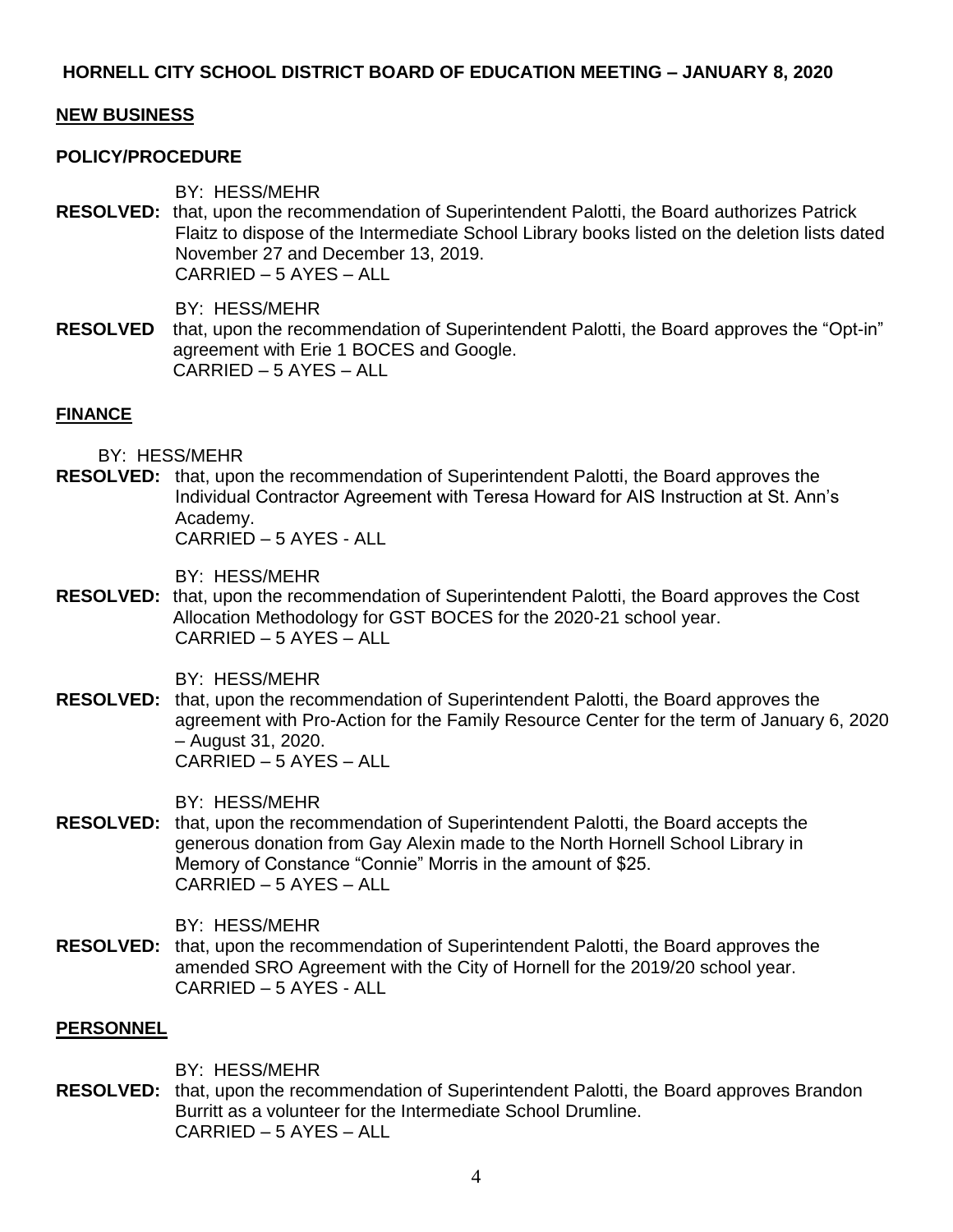**HORNELL CITY SCHOOL DISTRICT BOARD OF EDUCATION MEETING – JANUARY 8, 2020**

## NEW BUSINESS

### POLICY/PROCEDURE

BY: HESS/MEHR

**RESOLVED:** that, upon the recommendation of Superintendent Palotti, the Board authorizes Patrick Flaitz to dispose of the Intermediate School Library books listed on the deletion lists dated November 27 and December 13, 2019.
CARRIED – 5 AYES – ALL

BY: HESS/MEHR

**RESOLVED** that, upon the recommendation of Superintendent Palotti, the Board approves the "Opt-in" agreement with Erie 1 BOCES and Google.
CARRIED – 5 AYES – ALL

### FINANCE

BY: HESS/MEHR

**RESOLVED:** that, upon the recommendation of Superintendent Palotti, the Board approves the Individual Contractor Agreement with Teresa Howard for AIS Instruction at St. Ann's Academy.
CARRIED – 5 AYES - ALL

BY: HESS/MEHR

**RESOLVED:** that, upon the recommendation of Superintendent Palotti, the Board approves the Cost Allocation Methodology for GST BOCES for the 2020-21 school year.
CARRIED – 5 AYES – ALL

BY: HESS/MEHR

**RESOLVED:** that, upon the recommendation of Superintendent Palotti, the Board approves the agreement with Pro-Action for the Family Resource Center for the term of January 6, 2020 – August 31, 2020.
CARRIED – 5 AYES – ALL

BY: HESS/MEHR

**RESOLVED:** that, upon the recommendation of Superintendent Palotti, the Board accepts the generous donation from Gay Alexin made to the North Hornell School Library in Memory of Constance "Connie" Morris in the amount of $25.
CARRIED – 5 AYES – ALL

BY: HESS/MEHR

**RESOLVED:** that, upon the recommendation of Superintendent Palotti, the Board approves the amended SRO Agreement with the City of Hornell for the 2019/20 school year.
CARRIED – 5 AYES - ALL

### PERSONNEL

BY: HESS/MEHR

**RESOLVED:** that, upon the recommendation of Superintendent Palotti, the Board approves Brandon Burritt as a volunteer for the Intermediate School Drumline.
CARRIED – 5 AYES – ALL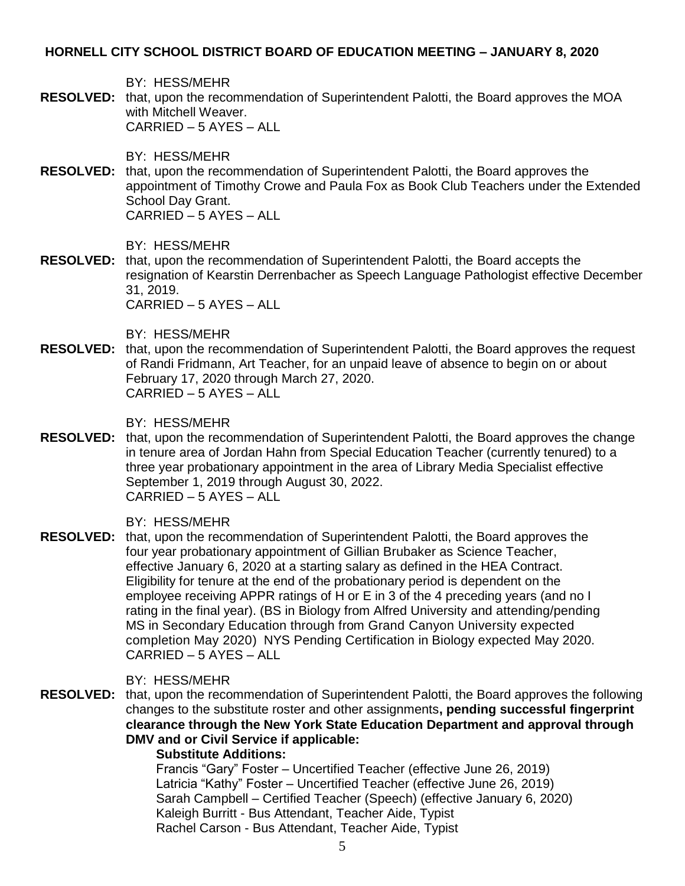BY: HESS/MEHR

**RESOLVED:** that, upon the recommendation of Superintendent Palotti, the Board approves the MOA with Mitchell Weaver.
CARRIED – 5 AYES – ALL

BY: HESS/MEHR

**RESOLVED:** that, upon the recommendation of Superintendent Palotti, the Board approves the appointment of Timothy Crowe and Paula Fox as Book Club Teachers under the Extended School Day Grant.
CARRIED – 5 AYES – ALL

BY: HESS/MEHR

**RESOLVED:** that, upon the recommendation of Superintendent Palotti, the Board accepts the resignation of Kearstin Derrenbacher as Speech Language Pathologist effective December 31, 2019.
CARRIED – 5 AYES – ALL

BY: HESS/MEHR

**RESOLVED:** that, upon the recommendation of Superintendent Palotti, the Board approves the request of Randi Fridmann, Art Teacher, for an unpaid leave of absence to begin on or about February 17, 2020 through March 27, 2020.
CARRIED – 5 AYES – ALL

BY: HESS/MEHR

**RESOLVED:** that, upon the recommendation of Superintendent Palotti, the Board approves the change in tenure area of Jordan Hahn from Special Education Teacher (currently tenured) to a three year probationary appointment in the area of Library Media Specialist effective September 1, 2019 through August 30, 2022.
CARRIED – 5 AYES – ALL

BY: HESS/MEHR

**RESOLVED:** that, upon the recommendation of Superintendent Palotti, the Board approves the four year probationary appointment of Gillian Brubaker as Science Teacher, effective January 6, 2020 at a starting salary as defined in the HEA Contract. Eligibility for tenure at the end of the probationary period is dependent on the employee receiving APPR ratings of H or E in 3 of the 4 preceding years (and no I rating in the final year). (BS in Biology from Alfred University and attending/pending MS in Secondary Education through from Grand Canyon University expected completion May 2020) NYS Pending Certification in Biology expected May 2020.
CARRIED – 5 AYES – ALL

BY: HESS/MEHR

**RESOLVED:** that, upon the recommendation of Superintendent Palotti, the Board approves the following changes to the substitute roster and other assignments**, pending successful fingerprint clearance through the New York State Education Department and approval through DMV and or Civil Service if applicable:**

**Substitute Additions:**

Francis "Gary" Foster – Uncertified Teacher (effective June 26, 2019)
Latricia "Kathy" Foster – Uncertified Teacher (effective June 26, 2019)
Sarah Campbell – Certified Teacher (Speech) (effective January 6, 2020)
Kaleigh Burritt - Bus Attendant, Teacher Aide, Typist
Rachel Carson - Bus Attendant, Teacher Aide, Typist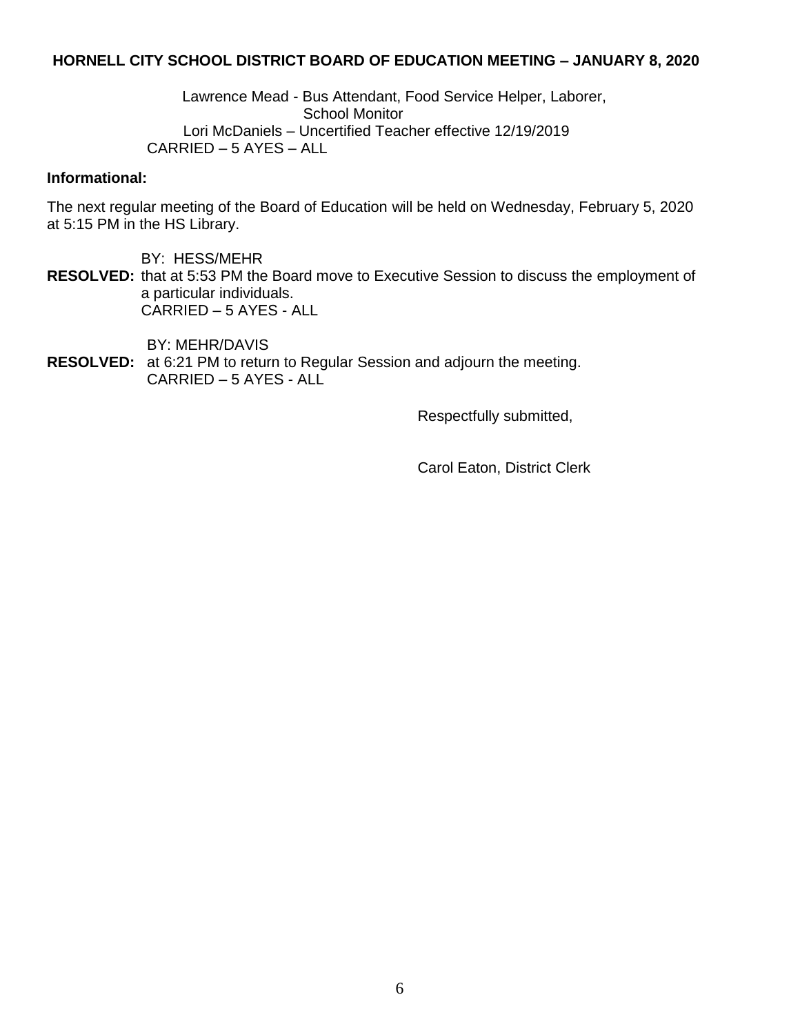Lawrence Mead - Bus Attendant, Food Service Helper, Laborer, School Monitor

Lori McDaniels – Uncertified Teacher effective 12/19/2019

CARRIED – 5 AYES – ALL

**Informational:**

The next regular meeting of the Board of Education will be held on Wednesday, February 5, 2020 at 5:15 PM in the HS Library.

BY: HESS/MEHR

**RESOLVED:** that at 5:53 PM the Board move to Executive Session to discuss the employment of a particular individuals.
CARRIED – 5 AYES - ALL

BY: MEHR/DAVIS

**RESOLVED:** at 6:21 PM to return to Regular Session and adjourn the meeting.
CARRIED – 5 AYES - ALL

Respectfully submitted,

Carol Eaton, District Clerk